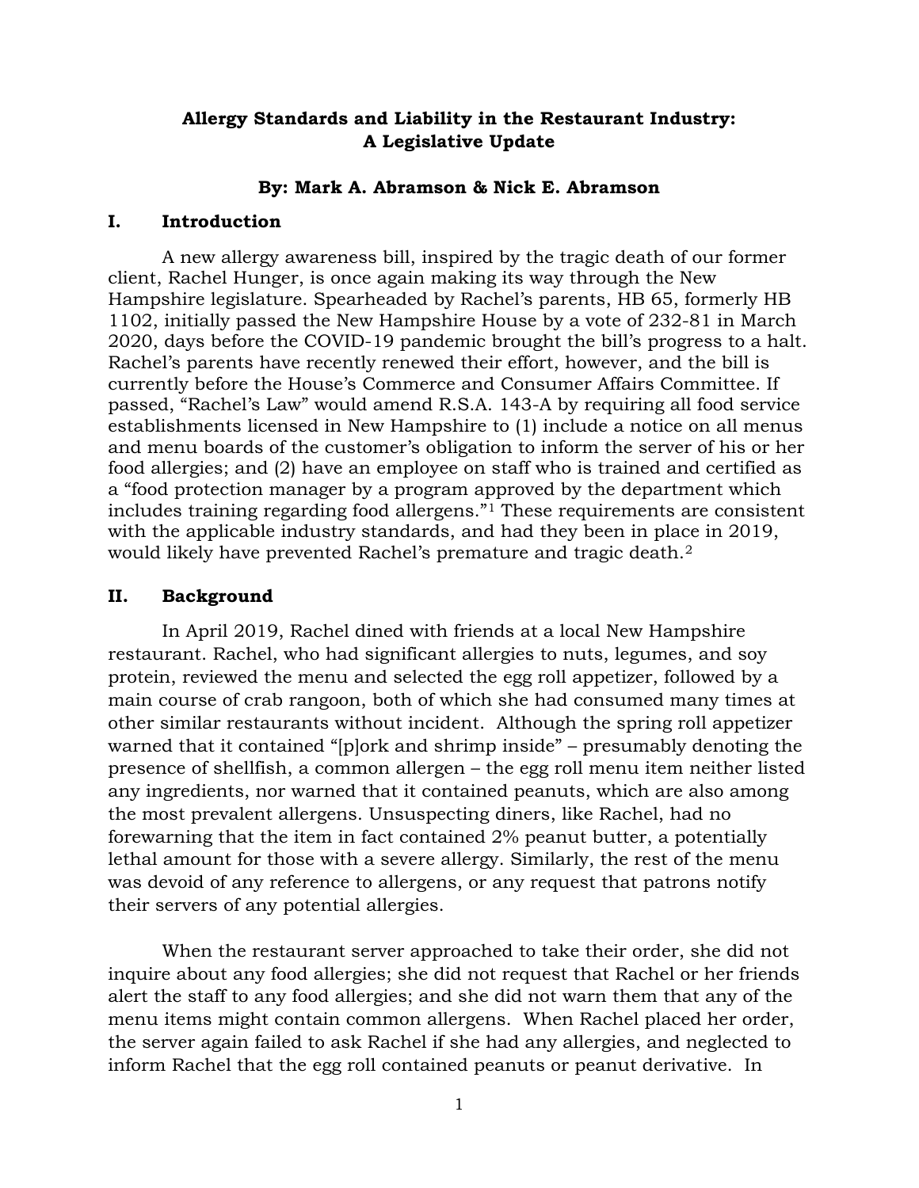# Allergy Standards and Liability in the Restaurant Industry: A Legislative Update

**By: Mark A. Abramson & Nick E. Abramson**

## I. Introduction

A new allergy awareness bill, inspired by the tragic death of our former client, Rachel Hunger, is once again making its way through the New Hampshire legislature. Spearheaded by Rachel's parents, HB 65, formerly HB 1102, initially passed the New Hampshire House by a vote of 232-81 in March 2020, days before the COVID-19 pandemic brought the bill's progress to a halt. Rachel's parents have recently renewed their effort, however, and the bill is currently before the House's Commerce and Consumer Affairs Committee. If passed, "Rachel's Law" would amend R.S.A. 143-A by requiring all food service establishments licensed in New Hampshire to (1) include a notice on all menus and menu boards of the customer's obligation to inform the server of his or her food allergies; and (2) have an employee on staff who is trained and certified as a "food protection manager by a program approved by the department which includes training regarding food allergens."[1] These requirements are consistent with the applicable industry standards, and had they been in place in 2019, would likely have prevented Rachel's premature and tragic death.[2]

## II. Background

In April 2019, Rachel dined with friends at a local New Hampshire restaurant. Rachel, who had significant allergies to nuts, legumes, and soy protein, reviewed the menu and selected the egg roll appetizer, followed by a main course of crab rangoon, both of which she had consumed many times at other similar restaurants without incident. Although the spring roll appetizer warned that it contained "[p]ork and shrimp inside" – presumably denoting the presence of shellfish, a common allergen – the egg roll menu item neither listed any ingredients, nor warned that it contained peanuts, which are also among the most prevalent allergens. Unsuspecting diners, like Rachel, had no forewarning that the item in fact contained 2% peanut butter, a potentially lethal amount for those with a severe allergy. Similarly, the rest of the menu was devoid of any reference to allergens, or any request that patrons notify their servers of any potential allergies.

When the restaurant server approached to take their order, she did not inquire about any food allergies; she did not request that Rachel or her friends alert the staff to any food allergies; and she did not warn them that any of the menu items might contain common allergens. When Rachel placed her order, the server again failed to ask Rachel if she had any allergies, and neglected to inform Rachel that the egg roll contained peanuts or peanut derivative. In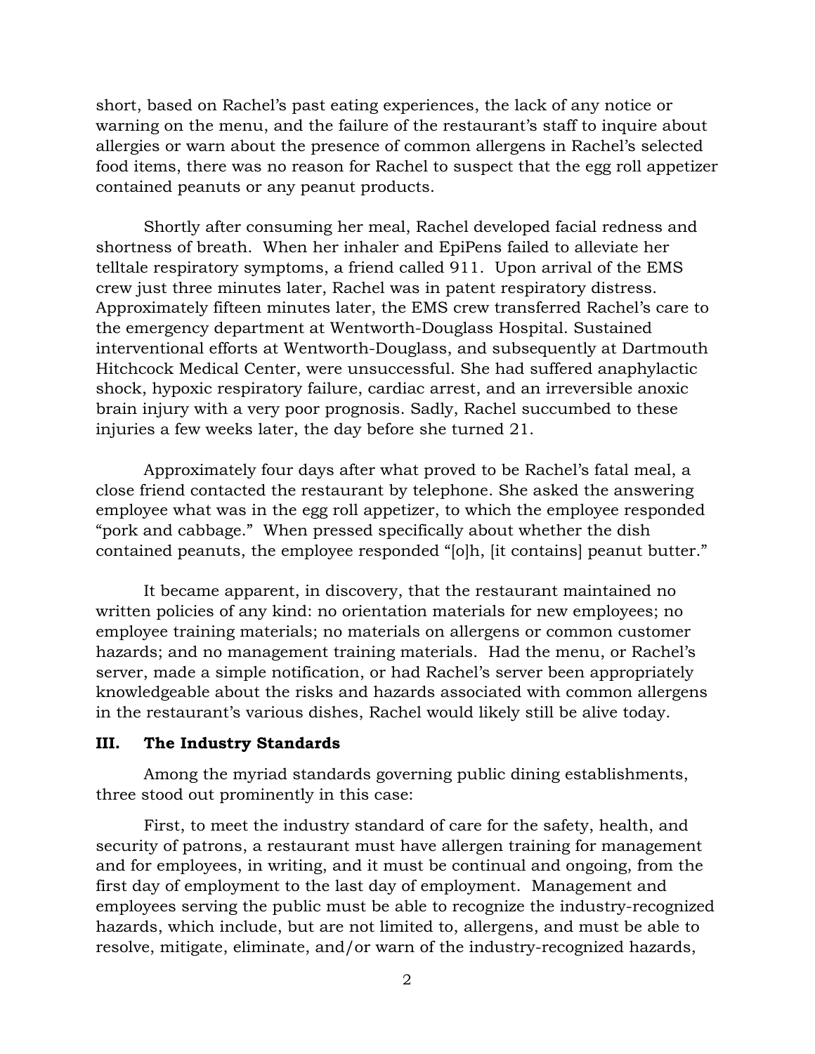short, based on Rachel's past eating experiences, the lack of any notice or warning on the menu, and the failure of the restaurant's staff to inquire about allergies or warn about the presence of common allergens in Rachel's selected food items, there was no reason for Rachel to suspect that the egg roll appetizer contained peanuts or any peanut products.

Shortly after consuming her meal, Rachel developed facial redness and shortness of breath. When her inhaler and EpiPens failed to alleviate her telltale respiratory symptoms, a friend called 911. Upon arrival of the EMS crew just three minutes later, Rachel was in patent respiratory distress. Approximately fifteen minutes later, the EMS crew transferred Rachel's care to the emergency department at Wentworth-Douglass Hospital. Sustained interventional efforts at Wentworth-Douglass, and subsequently at Dartmouth Hitchcock Medical Center, were unsuccessful. She had suffered anaphylactic shock, hypoxic respiratory failure, cardiac arrest, and an irreversible anoxic brain injury with a very poor prognosis. Sadly, Rachel succumbed to these injuries a few weeks later, the day before she turned 21.

Approximately four days after what proved to be Rachel's fatal meal, a close friend contacted the restaurant by telephone. She asked the answering employee what was in the egg roll appetizer, to which the employee responded "pork and cabbage." When pressed specifically about whether the dish contained peanuts, the employee responded "[o]h, [it contains] peanut butter."

It became apparent, in discovery, that the restaurant maintained no written policies of any kind: no orientation materials for new employees; no employee training materials; no materials on allergens or common customer hazards; and no management training materials. Had the menu, or Rachel's server, made a simple notification, or had Rachel's server been appropriately knowledgeable about the risks and hazards associated with common allergens in the restaurant's various dishes, Rachel would likely still be alive today.

## III. The Industry Standards

Among the myriad standards governing public dining establishments, three stood out prominently in this case:

First, to meet the industry standard of care for the safety, health, and security of patrons, a restaurant must have allergen training for management and for employees, in writing, and it must be continual and ongoing, from the first day of employment to the last day of employment. Management and employees serving the public must be able to recognize the industry-recognized hazards, which include, but are not limited to, allergens, and must be able to resolve, mitigate, eliminate, and/or warn of the industry-recognized hazards,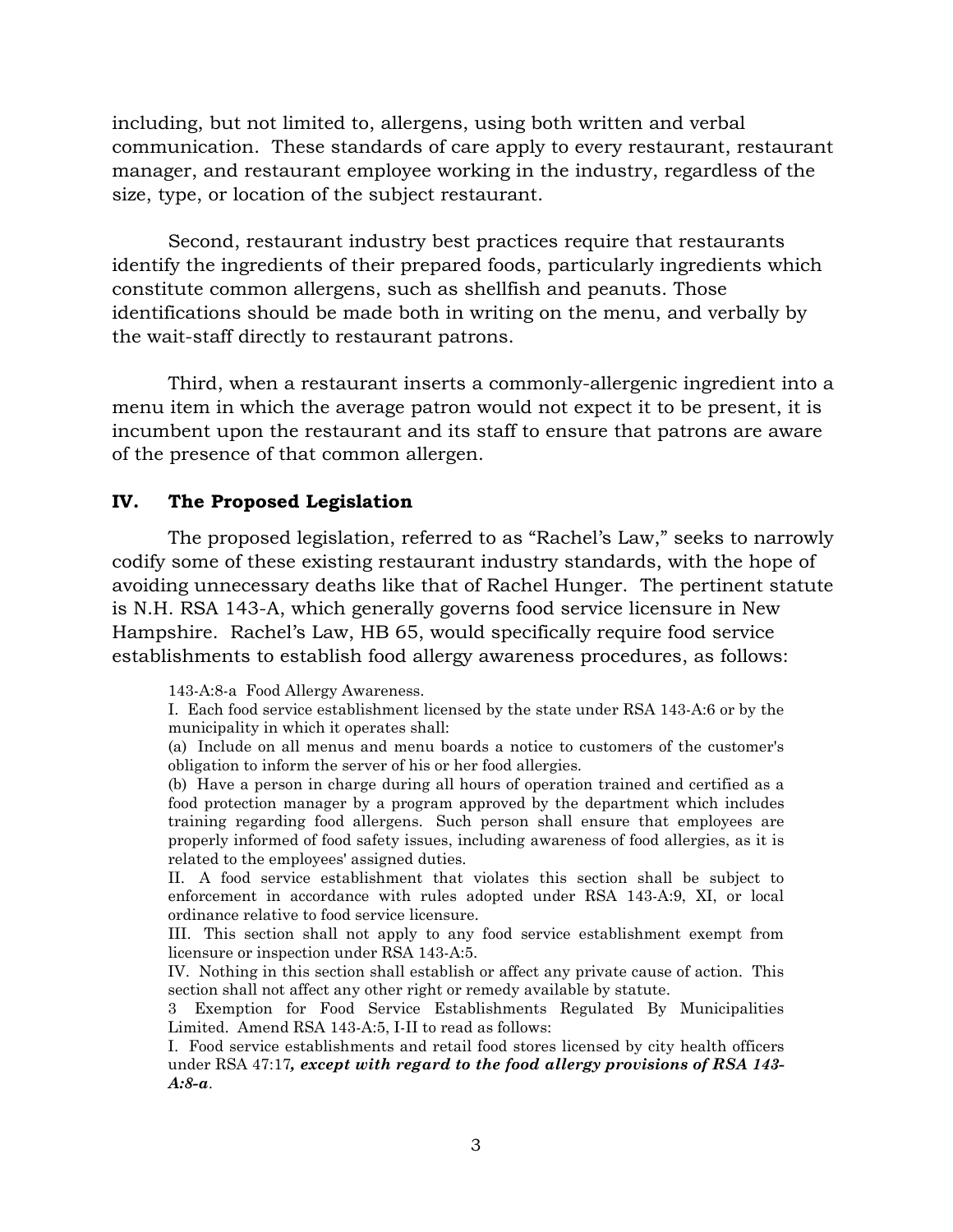including, but not limited to, allergens, using both written and verbal communication. These standards of care apply to every restaurant, restaurant manager, and restaurant employee working in the industry, regardless of the size, type, or location of the subject restaurant.

Second, restaurant industry best practices require that restaurants identify the ingredients of their prepared foods, particularly ingredients which constitute common allergens, such as shellfish and peanuts. Those identifications should be made both in writing on the menu, and verbally by the wait-staff directly to restaurant patrons.

Third, when a restaurant inserts a commonly-allergenic ingredient into a menu item in which the average patron would not expect it to be present, it is incumbent upon the restaurant and its staff to ensure that patrons are aware of the presence of that common allergen.

## IV. The Proposed Legislation

The proposed legislation, referred to as "Rachel's Law," seeks to narrowly codify some of these existing restaurant industry standards, with the hope of avoiding unnecessary deaths like that of Rachel Hunger. The pertinent statute is N.H. RSA 143-A, which generally governs food service licensure in New Hampshire. Rachel's Law, HB 65, would specifically require food service establishments to establish food allergy awareness procedures, as follows:

> 143-A:8-a Food Allergy Awareness.
>
> I. Each food service establishment licensed by the state under RSA 143-A:6 or by the municipality in which it operates shall:
>
> (a) Include on all menus and menu boards a notice to customers of the customer's obligation to inform the server of his or her food allergies.
>
> (b) Have a person in charge during all hours of operation trained and certified as a food protection manager by a program approved by the department which includes training regarding food allergens. Such person shall ensure that employees are properly informed of food safety issues, including awareness of food allergies, as it is related to the employees' assigned duties.
>
> II. A food service establishment that violates this section shall be subject to enforcement in accordance with rules adopted under RSA 143-A:9, XI, or local ordinance relative to food service licensure.
>
> III. This section shall not apply to any food service establishment exempt from licensure or inspection under RSA 143-A:5.
>
> IV. Nothing in this section shall establish or affect any private cause of action. This section shall not affect any other right or remedy available by statute.
>
> 3 Exemption for Food Service Establishments Regulated By Municipalities Limited. Amend RSA 143-A:5, I-II to read as follows:
>
> I. Food service establishments and retail food stores licensed by city health officers under RSA 47:17***, except with regard to the food allergy provisions of RSA 143-A:8-a***.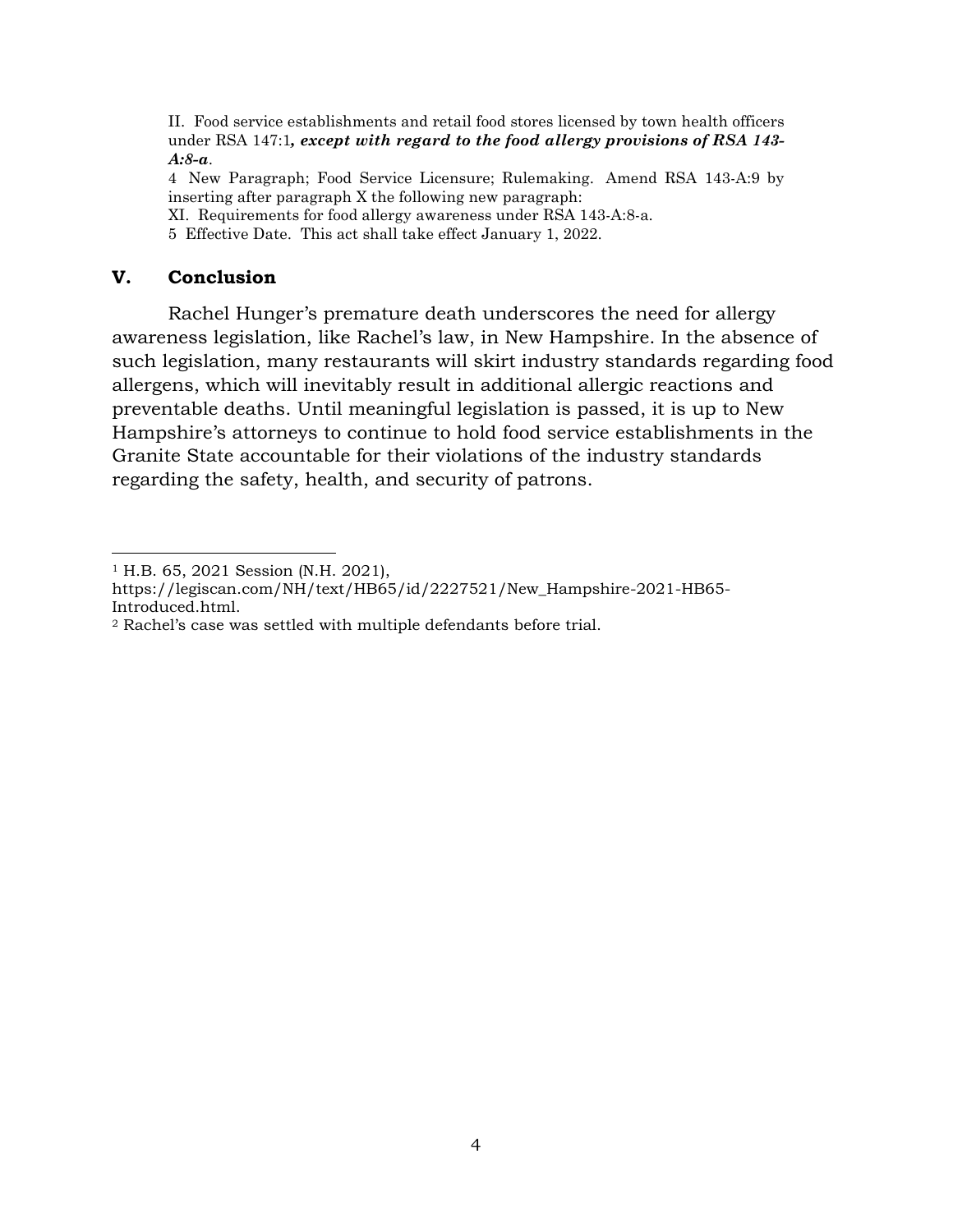II. Food service establishments and retail food stores licensed by town health officers under RSA 147:1***, except with regard to the food allergy provisions of RSA 143-A:8-a***.

4 New Paragraph; Food Service Licensure; Rulemaking. Amend RSA 143-A:9 by inserting after paragraph X the following new paragraph:

XI. Requirements for food allergy awareness under RSA 143-A:8-a.

5 Effective Date. This act shall take effect January 1, 2022.

## V. Conclusion

Rachel Hunger's premature death underscores the need for allergy awareness legislation, like Rachel's law, in New Hampshire. In the absence of such legislation, many restaurants will skirt industry standards regarding food allergens, which will inevitably result in additional allergic reactions and preventable deaths. Until meaningful legislation is passed, it is up to New Hampshire's attorneys to continue to hold food service establishments in the Granite State accountable for their violations of the industry standards regarding the safety, health, and security of patrons.

---

[1] H.B. 65, 2021 Session (N.H. 2021), https://legiscan.com/NH/text/HB65/id/2227521/New_Hampshire-2021-HB65-Introduced.html.

[2] Rachel's case was settled with multiple defendants before trial.